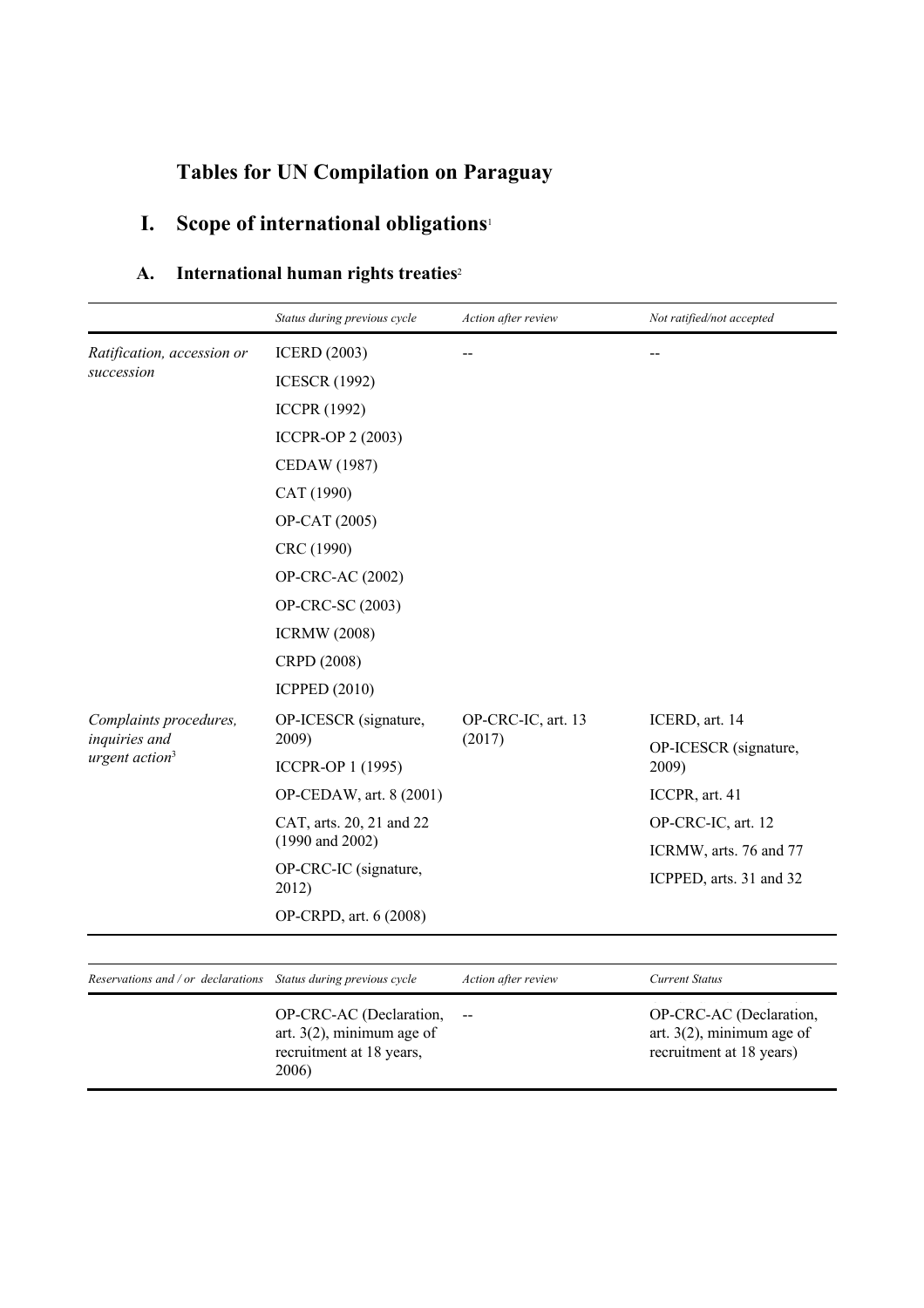# Tables for UN Compilation on Paraguay

## I. Scope of international obligations[1]

### A. International human rights treaties[2]

| | *Status during previous cycle* | *Action after review* | *Not ratified/not accepted* |
|---|---|---|---|
| *Ratification, accession or succession* | ICERD (2003)<br>ICESCR (1992)<br>ICCPR (1992)<br>ICCPR-OP 2 (2003)<br>CEDAW (1987)<br>CAT (1990)<br>OP-CAT (2005)<br>CRC (1990)<br>OP-CRC-AC (2002)<br>OP-CRC-SC (2003)<br>ICRMW (2008)<br>CRPD (2008)<br>ICPPED (2010) | -- | -- |
| *Complaints procedures, inquiries and urgent action*[3] | OP-ICESCR (signature, 2009)<br>ICCPR-OP 1 (1995)<br>OP-CEDAW, art. 8 (2001)<br>CAT, arts. 20, 21 and 22 (1990 and 2002)<br>OP-CRC-IC (signature, 2012)<br>OP-CRPD, art. 6 (2008) | OP-CRC-IC, art. 13 (2017) | ICERD, art. 14<br>OP-ICESCR (signature, 2009)<br>ICCPR, art. 41<br>OP-CRC-IC, art. 12<br>ICRMW, arts. 76 and 77<br>ICPPED, arts. 31 and 32 |

| *Reservations and / or declarations* | *Status during previous cycle* | *Action after review* | *Current Status* |
|---|---|---|---|
| | OP-CRC-AC (Declaration, art. 3(2), minimum age of recruitment at 18 years, 2006) | -- | OP-CRC-AC (Declaration, art. 3(2), minimum age of recruitment at 18 years) |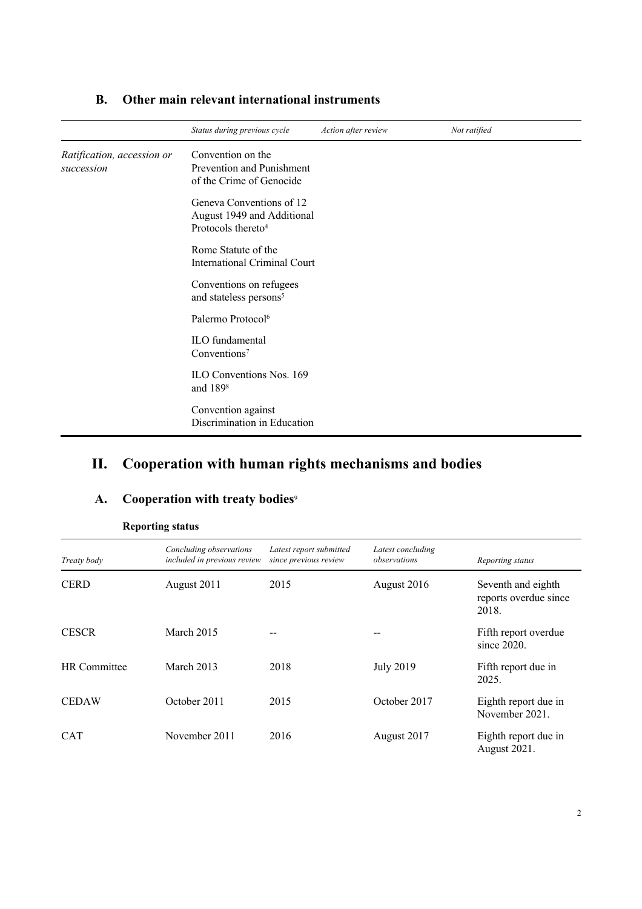## B. Other main relevant international instruments

| | *Status during previous cycle* | *Action after review* | *Not ratified* |
|---|---|---|---|
| *Ratification, accession or succession* | Convention on the Prevention and Punishment of the Crime of Genocide | | |
| | Geneva Conventions of 12 August 1949 and Additional Protocols thereto[4] | | |
| | Rome Statute of the International Criminal Court | | |
| | Conventions on refugees and stateless persons[5] | | |
| | Palermo Protocol[6] | | |
| | ILO fundamental Conventions[7] | | |
| | ILO Conventions Nos. 169 and 189[8] | | |
| | Convention against Discrimination in Education | | |

# II. Cooperation with human rights mechanisms and bodies

## A. Cooperation with treaty bodies[9]

### Reporting status

| *Treaty body* | *Concluding observations included in previous review* | *Latest report submitted since previous review* | *Latest concluding observations* | *Reporting status* |
|---|---|---|---|---|
| CERD | August 2011 | 2015 | August 2016 | Seventh and eighth reports overdue since 2018. |
| CESCR | March 2015 | -- | -- | Fifth report overdue since 2020. |
| HR Committee | March 2013 | 2018 | July 2019 | Fifth report due in 2025. |
| CEDAW | October 2011 | 2015 | October 2017 | Eighth report due in November 2021. |
| CAT | November 2011 | 2016 | August 2017 | Eighth report due in August 2021. |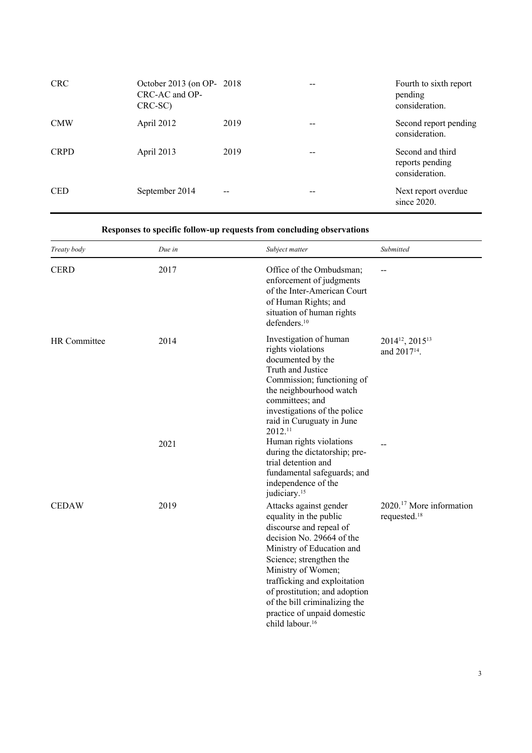| | | | | |
|---|---|---|---|---|
| CRC | October 2013 (on OP-CRC-AC and OP-CRC-SC) | 2018 | -- | Fourth to sixth report pending consideration. |
| CMW | April 2012 | 2019 | -- | Second report pending consideration. |
| CRPD | April 2013 | 2019 | -- | Second and third reports pending consideration. |
| CED | September 2014 | -- | -- | Next report overdue since 2020. |

**Responses to specific follow-up requests from concluding observations**

| *Treaty body* | *Due in* | *Subject matter* | *Submitted* |
|---|---|---|---|
| CERD | 2017 | Office of the Ombudsman; enforcement of judgments of the Inter-American Court of Human Rights; and situation of human rights defenders.[10] | -- |
| HR Committee | 2014 | Investigation of human rights violations documented by the Truth and Justice Commission; functioning of the neighbourhood watch committees; and investigations of the police raid in Curuguaty in June 2012.[11] | 2014[12], 2015[13] and 2017[14]. |
| | 2021 | Human rights violations during the dictatorship; pre-trial detention and fundamental safeguards; and independence of the judiciary.[15] | -- |
| CEDAW | 2019 | Attacks against gender equality in the public discourse and repeal of decision No. 29664 of the Ministry of Education and Science; strengthen the Ministry of Women; trafficking and exploitation of prostitution; and adoption of the bill criminalizing the practice of unpaid domestic child labour.[16] | 2020.[17] More information requested.[18] |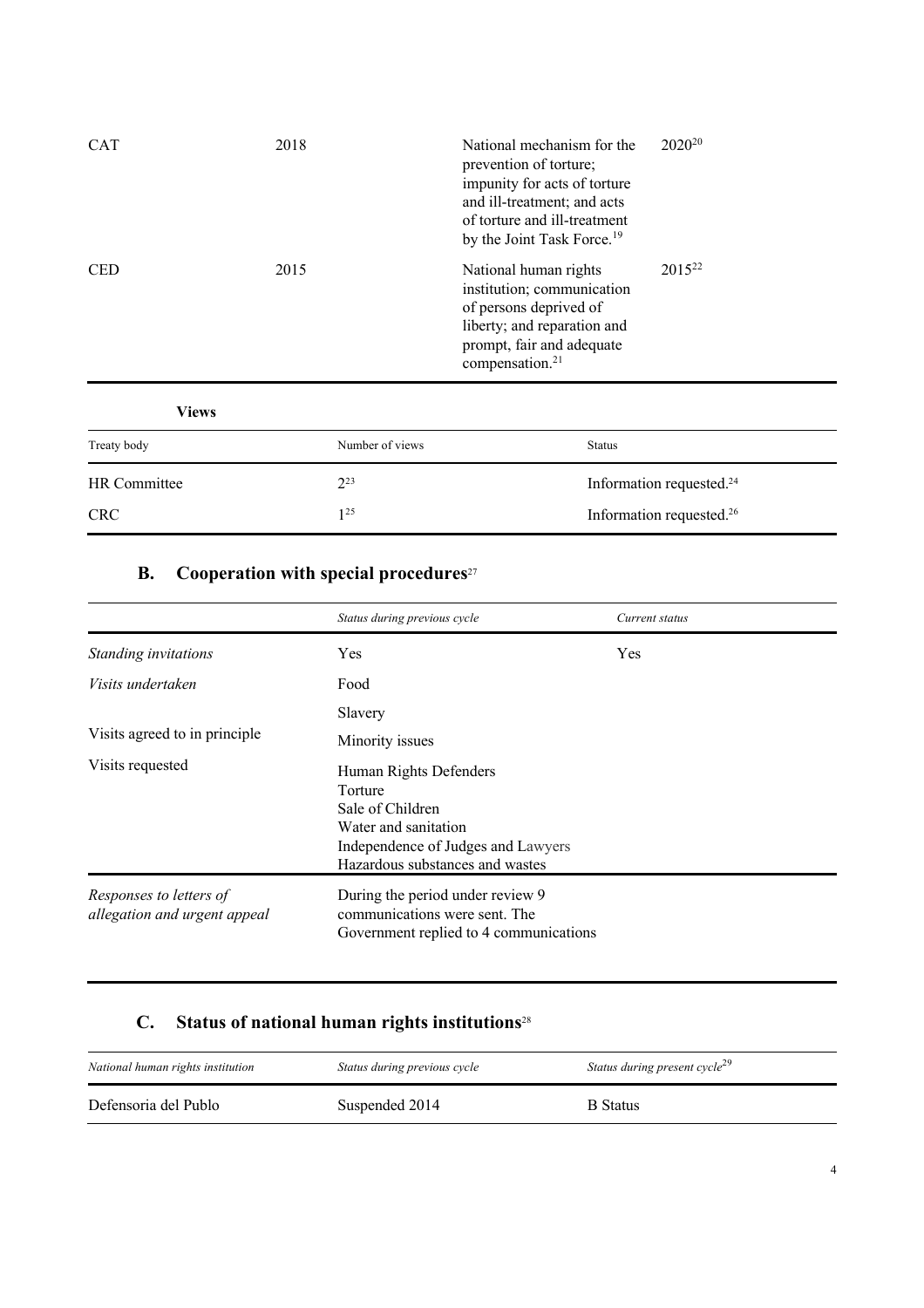| | | | |
|---|---|---|---|
| CAT | 2018 | National mechanism for the prevention of torture; impunity for acts of torture and ill-treatment; and acts of torture and ill-treatment by the Joint Task Force.[19] | 2020[20] |
| CED | 2015 | National human rights institution; communication of persons deprived of liberty; and reparation and prompt, fair and adequate compensation.[21] | 2015[22] |

**Views**

| Treaty body | Number of views | Status |
|---|---|---|
| HR Committee | 2[23] | Information requested.[24] |
| CRC | 1[25] | Information requested.[26] |

## B. Cooperation with special procedures[27]

| | *Status during previous cycle* | *Current status* |
|---|---|---|
| *Standing invitations* | Yes | Yes |
| *Visits undertaken* | Food<br>Slavery | |
| Visits agreed to in principle | Minority issues | |
| Visits requested | Human Rights Defenders<br>Torture<br>Sale of Children<br>Water and sanitation<br>Independence of Judges and Lawyers<br>Hazardous substances and wastes | |
| *Responses to letters of allegation and urgent appeal* | During the period under review 9 communications were sent. The Government replied to 4 communications | |

## C. Status of national human rights institutions[28]

| *National human rights institution* | *Status during previous cycle* | *Status during present cycle*[29] |
|---|---|---|
| Defensoria del Publo | Suspended 2014 | B Status |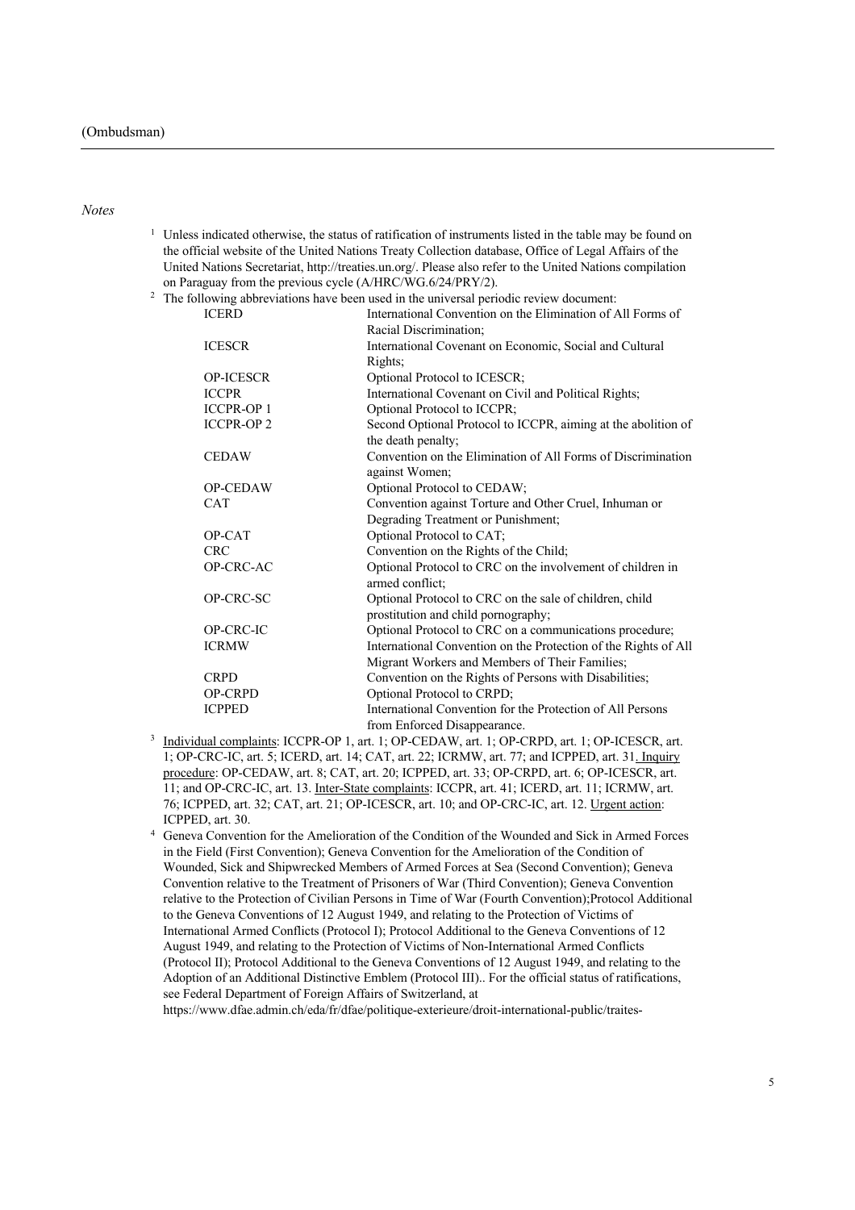(Ombudsman)

*Notes*

1. Unless indicated otherwise, the status of ratification of instruments listed in the table may be found on the official website of the United Nations Treaty Collection database, Office of Legal Affairs of the United Nations Secretariat, http://treaties.un.org/. Please also refer to the United Nations compilation on Paraguay from the previous cycle (A/HRC/WG.6/24/PRY/2).
2. The following abbreviations have been used in the universal periodic review document:

| | |
|---|---|
| ICERD | International Convention on the Elimination of All Forms of Racial Discrimination; |
| ICESCR | International Covenant on Economic, Social and Cultural Rights; |
| OP-ICESCR | Optional Protocol to ICESCR; |
| ICCPR | International Covenant on Civil and Political Rights; |
| ICCPR-OP 1 | Optional Protocol to ICCPR; |
| ICCPR-OP 2 | Second Optional Protocol to ICCPR, aiming at the abolition of the death penalty; |
| CEDAW | Convention on the Elimination of All Forms of Discrimination against Women; |
| OP-CEDAW | Optional Protocol to CEDAW; |
| CAT | Convention against Torture and Other Cruel, Inhuman or Degrading Treatment or Punishment; |
| OP-CAT | Optional Protocol to CAT; |
| CRC | Convention on the Rights of the Child; |
| OP-CRC-AC | Optional Protocol to CRC on the involvement of children in armed conflict; |
| OP-CRC-SC | Optional Protocol to CRC on the sale of children, child prostitution and child pornography; |
| OP-CRC-IC | Optional Protocol to CRC on a communications procedure; |
| ICRMW | International Convention on the Protection of the Rights of All Migrant Workers and Members of Their Families; |
| CRPD | Convention on the Rights of Persons with Disabilities; |
| OP-CRPD | Optional Protocol to CRPD; |
| ICPPED | International Convention for the Protection of All Persons from Enforced Disappearance. |

3. Individual complaints: ICCPR-OP 1, art. 1; OP-CEDAW, art. 1; OP-CRPD, art. 1; OP-ICESCR, art. 1; OP-CRC-IC, art. 5; ICERD, art. 14; CAT, art. 22; ICRMW, art. 77; and ICPPED, art. 31. Inquiry procedure: OP-CEDAW, art. 8; CAT, art. 20; ICPPED, art. 33; OP-CRPD, art. 6; OP-ICESCR, art. 11; and OP-CRC-IC, art. 13. Inter-State complaints: ICCPR, art. 41; ICERD, art. 11; ICRMW, art. 76; ICPPED, art. 32; CAT, art. 21; OP-ICESCR, art. 10; and OP-CRC-IC, art. 12. Urgent action: ICPPED, art. 30.
4. Geneva Convention for the Amelioration of the Condition of the Wounded and Sick in Armed Forces in the Field (First Convention); Geneva Convention for the Amelioration of the Condition of Wounded, Sick and Shipwrecked Members of Armed Forces at Sea (Second Convention); Geneva Convention relative to the Treatment of Prisoners of War (Third Convention); Geneva Convention relative to the Protection of Civilian Persons in Time of War (Fourth Convention);Protocol Additional to the Geneva Conventions of 12 August 1949, and relating to the Protection of Victims of International Armed Conflicts (Protocol I); Protocol Additional to the Geneva Conventions of 12 August 1949, and relating to the Protection of Victims of Non-International Armed Conflicts (Protocol II); Protocol Additional to the Geneva Conventions of 12 August 1949, and relating to the Adoption of an Additional Distinctive Emblem (Protocol III).. For the official status of ratifications, see Federal Department of Foreign Affairs of Switzerland, at https://www.dfae.admin.ch/eda/fr/dfae/politique-exterieure/droit-international-public/traites-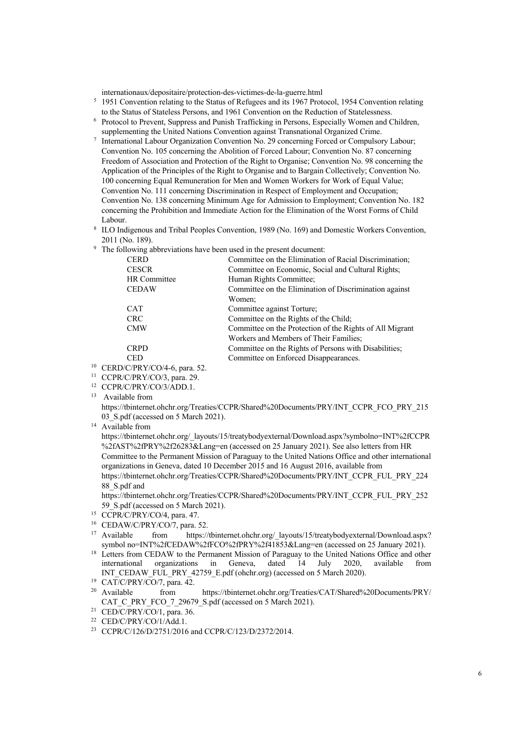internationaux/depositaire/protection-des-victimes-de-la-guerre.html

[5] 1951 Convention relating to the Status of Refugees and its 1967 Protocol, 1954 Convention relating to the Status of Stateless Persons, and 1961 Convention on the Reduction of Statelessness.

[6] Protocol to Prevent, Suppress and Punish Trafficking in Persons, Especially Women and Children, supplementing the United Nations Convention against Transnational Organized Crime.

[7] International Labour Organization Convention No. 29 concerning Forced or Compulsory Labour; Convention No. 105 concerning the Abolition of Forced Labour; Convention No. 87 concerning Freedom of Association and Protection of the Right to Organise; Convention No. 98 concerning the Application of the Principles of the Right to Organise and to Bargain Collectively; Convention No. 100 concerning Equal Remuneration for Men and Women Workers for Work of Equal Value; Convention No. 111 concerning Discrimination in Respect of Employment and Occupation; Convention No. 138 concerning Minimum Age for Admission to Employment; Convention No. 182 concerning the Prohibition and Immediate Action for the Elimination of the Worst Forms of Child Labour.

[8] ILO Indigenous and Tribal Peoples Convention, 1989 (No. 169) and Domestic Workers Convention, 2011 (No. 189).

[9] The following abbreviations have been used in the present document:

| | |
|---|---|
| CERD | Committee on the Elimination of Racial Discrimination; |
| CESCR | Committee on Economic, Social and Cultural Rights; |
| HR Committee | Human Rights Committee; |
| CEDAW | Committee on the Elimination of Discrimination against Women; |
| CAT | Committee against Torture; |
| CRC | Committee on the Rights of the Child; |
| CMW | Committee on the Protection of the Rights of All Migrant Workers and Members of Their Families; |
| CRPD | Committee on the Rights of Persons with Disabilities; |
| CED | Committee on Enforced Disappearances. |

[10] CERD/C/PRY/CO/4-6, para. 52.

[11] CCPR/C/PRY/CO/3, para. 29.

[12] CCPR/C/PRY/CO/3/ADD.1.

[13] Available from https://tbinternet.ohchr.org/Treaties/CCPR/Shared%20Documents/PRY/INT_CCPR_FCO_PRY_21503_S.pdf (accessed on 5 March 2021).

[14] Available from https://tbinternet.ohchr.org/_layouts/15/treatybodyexternal/Download.aspx?symbolno=INT%2fCCPR%2fAST%2fPRY%2f26283&Lang=en (accessed on 25 January 2021). See also letters from HR Committee to the Permanent Mission of Paraguay to the United Nations Office and other international organizations in Geneva, dated 10 December 2015 and 16 August 2016, available from https://tbinternet.ohchr.org/Treaties/CCPR/Shared%20Documents/PRY/INT_CCPR_FUL_PRY_22488_S.pdf and https://tbinternet.ohchr.org/Treaties/CCPR/Shared%20Documents/PRY/INT_CCPR_FUL_PRY_25259_S.pdf (accessed on 5 March 2021).

[15] CCPR/C/PRY/CO/4, para. 47.

[16] CEDAW/C/PRY/CO/7, para. 52.

[17] Available from https://tbinternet.ohchr.org/_layouts/15/treatybodyexternal/Download.aspx?symbol no=INT%2fCEDAW%2fFCO%2fPRY%2f41853&Lang=en (accessed on 25 January 2021).

[18] Letters from CEDAW to the Permanent Mission of Paraguay to the United Nations Office and other international organizations in Geneva, dated 14 July 2020, available from INT_CEDAW_FUL_PRY_42759_E.pdf (ohchr.org) (accessed on 5 March 2020).

[19] CAT/C/PRY/CO/7, para. 42.

[20] Available from https://tbinternet.ohchr.org/Treaties/CAT/Shared%20Documents/PRY/CAT_C_PRY_FCO_7_29679_S.pdf (accessed on 5 March 2021).

[21] CED/C/PRY/CO/1, para. 36.

[22] CED/C/PRY/CO/1/Add.1.

[23] CCPR/C/126/D/2751/2016 and CCPR/C/123/D/2372/2014.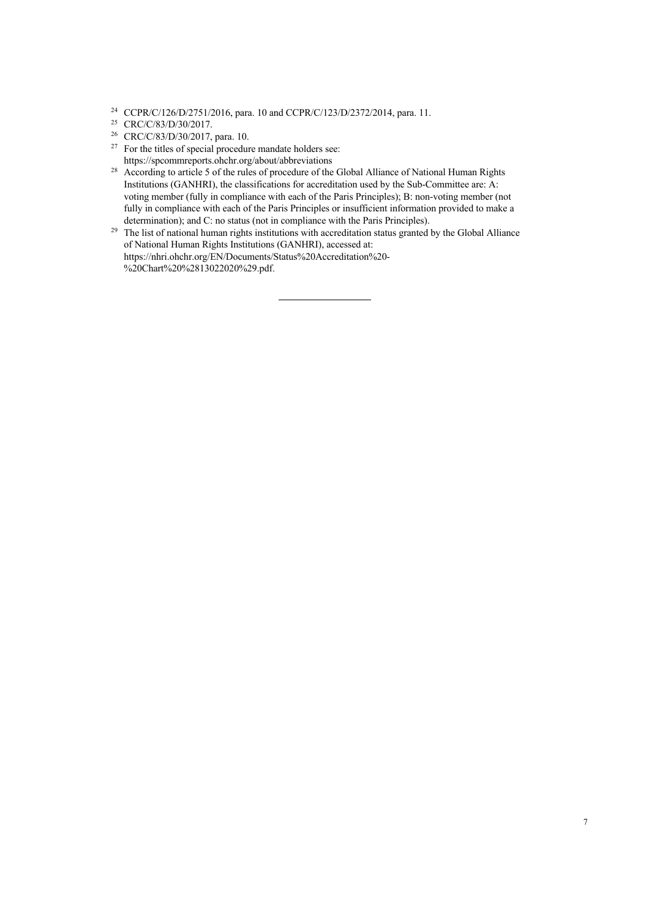[24] CCPR/C/126/D/2751/2016, para. 10 and CCPR/C/123/D/2372/2014, para. 11.

[25] CRC/C/83/D/30/2017.

[26] CRC/C/83/D/30/2017, para. 10.

[27] For the titles of special procedure mandate holders see: https://spcommreports.ohchr.org/about/abbreviations

[28] According to article 5 of the rules of procedure of the Global Alliance of National Human Rights Institutions (GANHRI), the classifications for accreditation used by the Sub-Committee are: A: voting member (fully in compliance with each of the Paris Principles); B: non-voting member (not fully in compliance with each of the Paris Principles or insufficient information provided to make a determination); and C: no status (not in compliance with the Paris Principles).

[29] The list of national human rights institutions with accreditation status granted by the Global Alliance of National Human Rights Institutions (GANHRI), accessed at: https://nhri.ohchr.org/EN/Documents/Status%20Accreditation%20-%20Chart%20%2813022020%29.pdf.